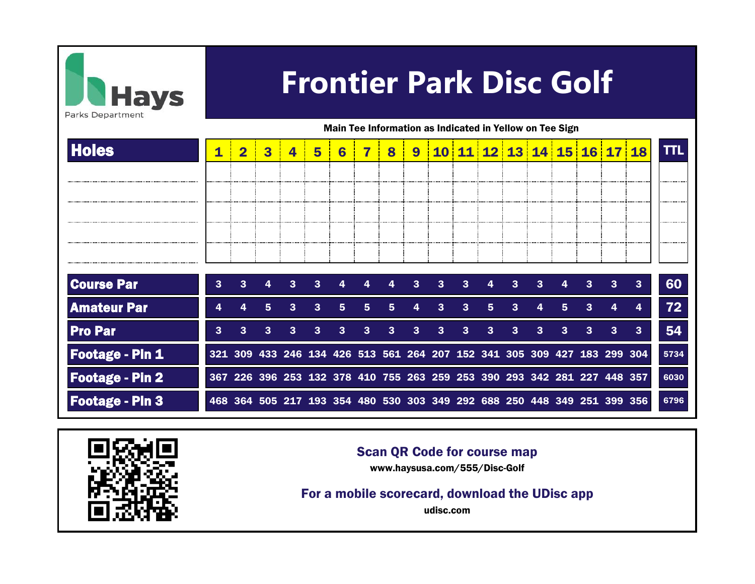Hays Parks Department

# Frontier Park Disc Golf

**Main Tee Information as Indicated in Yellow on Tee Sign**

| Holes | 1 | 2 | 3 | 4 | 5 | 6 | 7 | 8 | 9 | 10 | 11 | 12 | 13 | 14 | 15 | 16 | 17 | 18 | TTL |
|---|---|---|---|---|---|---|---|---|---|---|---|---|---|---|---|---|---|---|---|
| | | | | | | | | | | | | | | | | | | | |
| | | | | | | | | | | | | | | | | | | | |
| | | | | | | | | | | | | | | | | | | | |
| | | | | | | | | | | | | | | | | | | | |
| | | | | | | | | | | | | | | | | | | | |
| **Course Par** | 3 | 3 | 4 | 3 | 3 | 4 | 4 | 4 | 3 | 3 | 3 | 4 | 3 | 3 | 4 | 3 | 3 | 3 | 60 |
| **Amateur Par** | 4 | 4 | 5 | 3 | 3 | 5 | 5 | 5 | 4 | 3 | 3 | 5 | 3 | 4 | 5 | 3 | 4 | 4 | 72 |
| **Pro Par** | 3 | 3 | 3 | 3 | 3 | 3 | 3 | 3 | 3 | 3 | 3 | 3 | 3 | 3 | 3 | 3 | 3 | 3 | 54 |
| **Footage - Pin 1** | 321 | 309 | 433 | 246 | 134 | 426 | 513 | 561 | 264 | 207 | 152 | 341 | 305 | 309 | 427 | 183 | 299 | 304 | 5734 |
| **Footage - Pin 2** | 367 | 226 | 396 | 253 | 132 | 378 | 410 | 755 | 263 | 259 | 253 | 390 | 293 | 342 | 281 | 227 | 448 | 357 | 6030 |
| **Footage - Pin 3** | 468 | 364 | 505 | 217 | 193 | 354 | 480 | 530 | 303 | 349 | 292 | 688 | 250 | 448 | 349 | 251 | 399 | 356 | 6796 |

**Scan QR Code for course map**

www.haysusa.com/555/Disc-Golf

**For a mobile scorecard, download the UDisc app**

udisc.com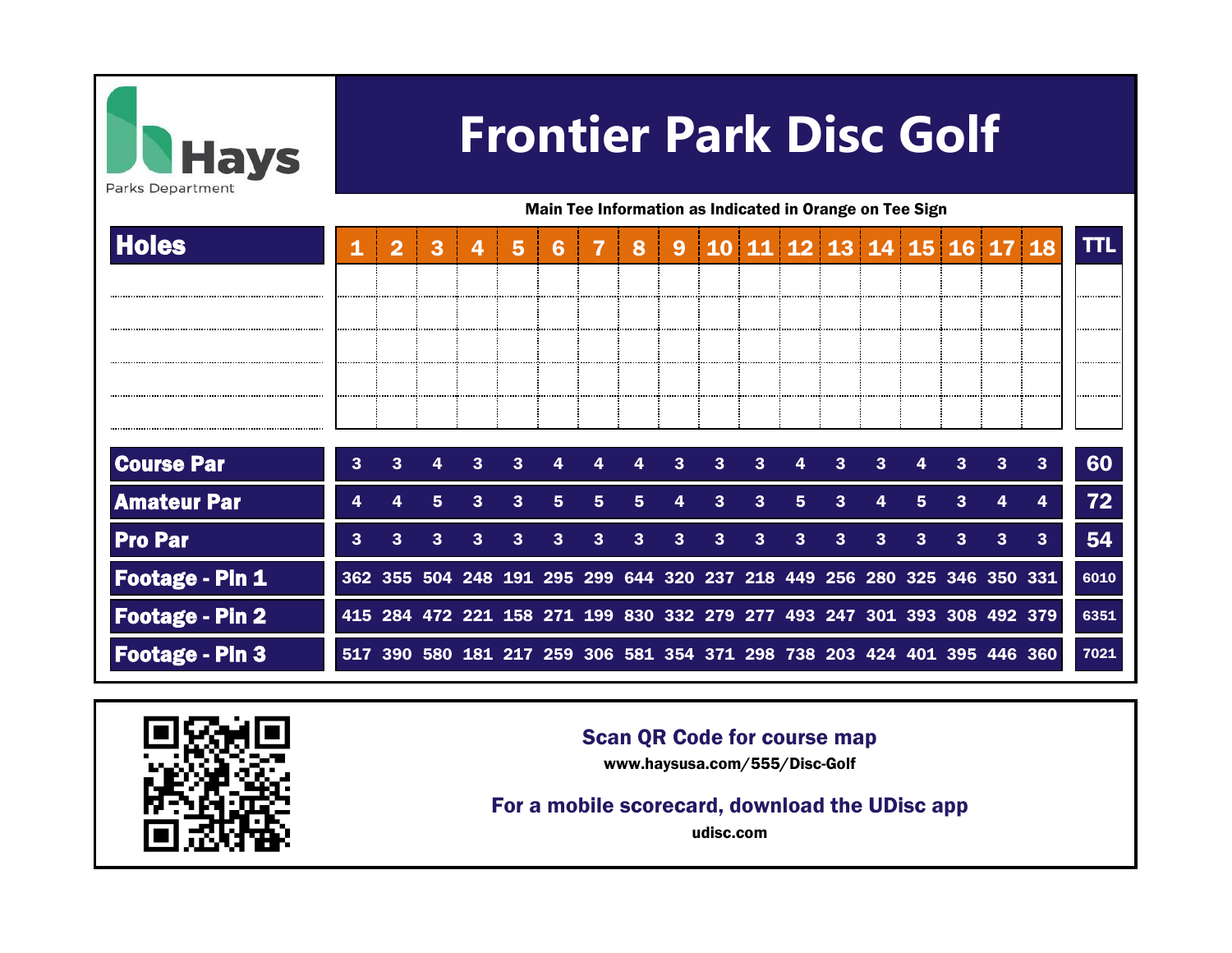Hays

Parks Department

# Frontier Park Disc Golf

**Main Tee Information as Indicated in Orange on Tee Sign**

| Holes | 1 | 2 | 3 | 4 | 5 | 6 | 7 | 8 | 9 | 10 | 11 | 12 | 13 | 14 | 15 | 16 | 17 | 18 | TTL |
|---|---|---|---|---|---|---|---|---|---|---|---|---|---|---|---|---|---|---|---|
| | | | | | | | | | | | | | | | | | | | |
| | | | | | | | | | | | | | | | | | | | |
| | | | | | | | | | | | | | | | | | | | |
| | | | | | | | | | | | | | | | | | | | |
| | | | | | | | | | | | | | | | | | | | |
| **Course Par** | 3 | 3 | 4 | 3 | 3 | 4 | 4 | 4 | 3 | 3 | 3 | 4 | 3 | 3 | 4 | 3 | 3 | 3 | 60 |
| **Amateur Par** | 4 | 4 | 5 | 3 | 3 | 5 | 5 | 5 | 4 | 3 | 3 | 5 | 3 | 4 | 5 | 3 | 4 | 4 | 72 |
| **Pro Par** | 3 | 3 | 3 | 3 | 3 | 3 | 3 | 3 | 3 | 3 | 3 | 3 | 3 | 3 | 3 | 3 | 3 | 3 | 54 |
| **Footage - Pin 1** | 362 | 355 | 504 | 248 | 191 | 295 | 299 | 644 | 320 | 237 | 218 | 449 | 256 | 280 | 325 | 346 | 350 | 331 | 6010 |
| **Footage - Pin 2** | 415 | 284 | 472 | 221 | 158 | 271 | 199 | 830 | 332 | 279 | 277 | 493 | 247 | 301 | 393 | 308 | 492 | 379 | 6351 |
| **Footage - Pin 3** | 517 | 390 | 580 | 181 | 217 | 259 | 306 | 581 | 354 | 371 | 298 | 738 | 203 | 424 | 401 | 395 | 446 | 360 | 7021 |

**Scan QR Code for course map**

**www.haysusa.com/555/Disc-Golf**

**For a mobile scorecard, download the UDisc app**

**udisc.com**